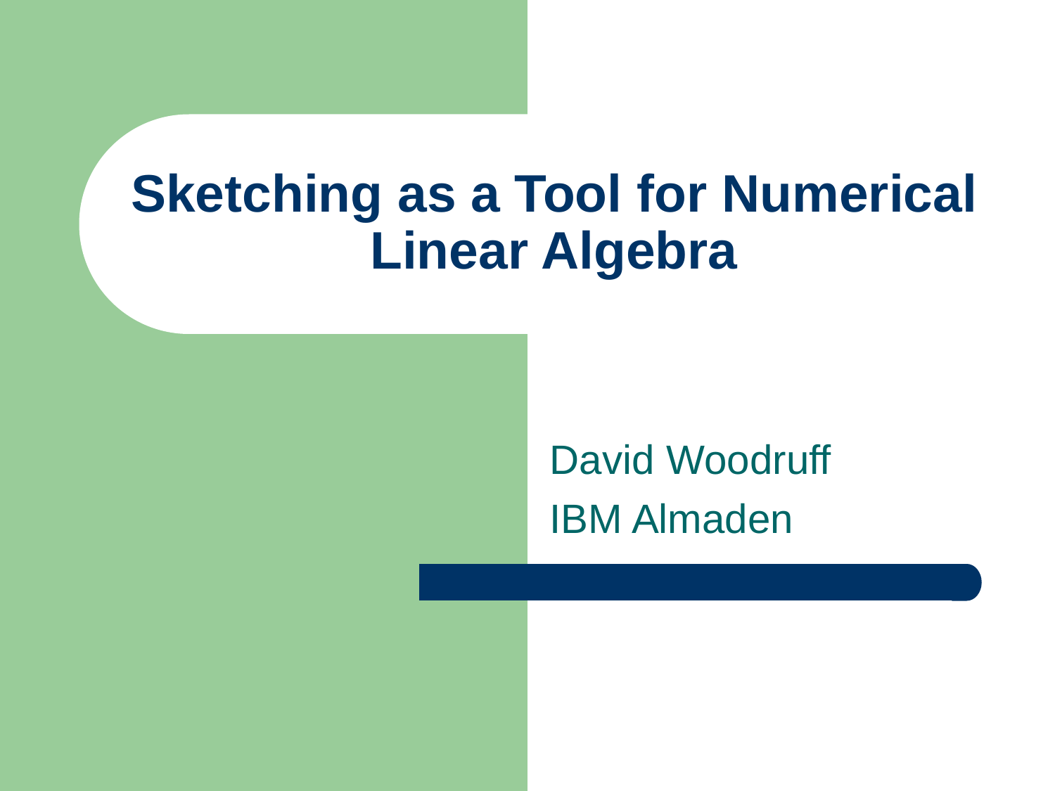# Sketching as a Tool for Numerical Linear Algebra

David Woodruff

IBM Almaden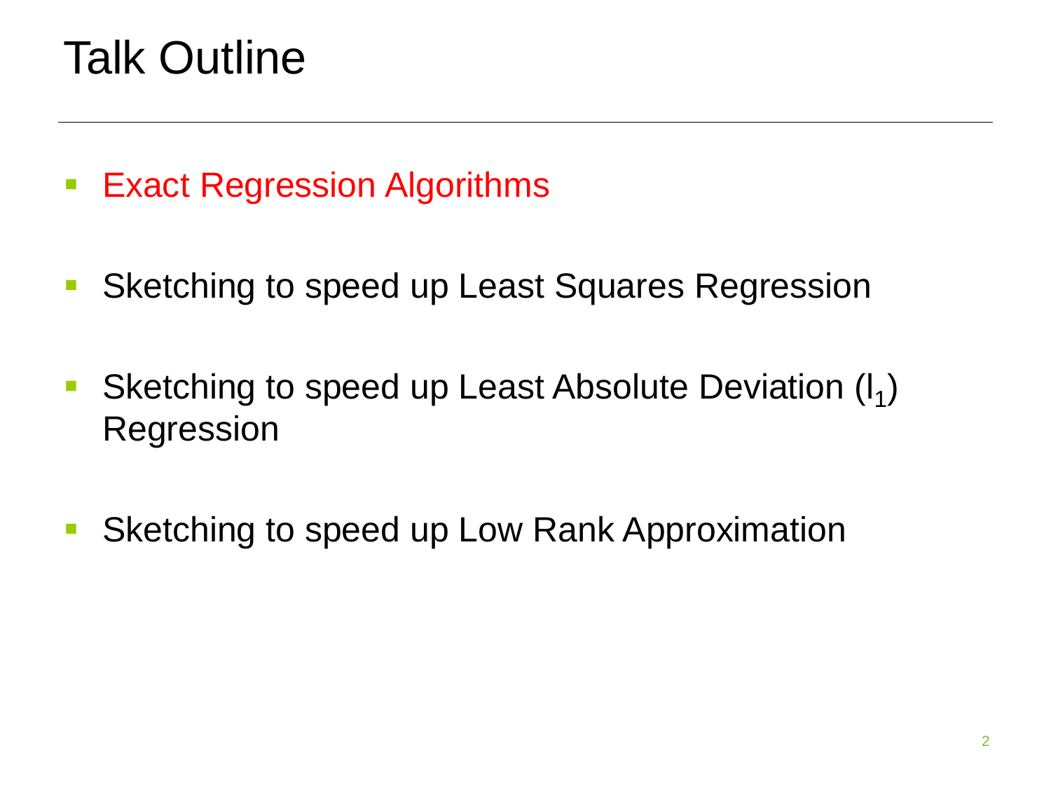# Talk Outline

- Exact Regression Algorithms
- Sketching to speed up Least Squares Regression
- Sketching to speed up Least Absolute Deviation ($l_1$) Regression
- Sketching to speed up Low Rank Approximation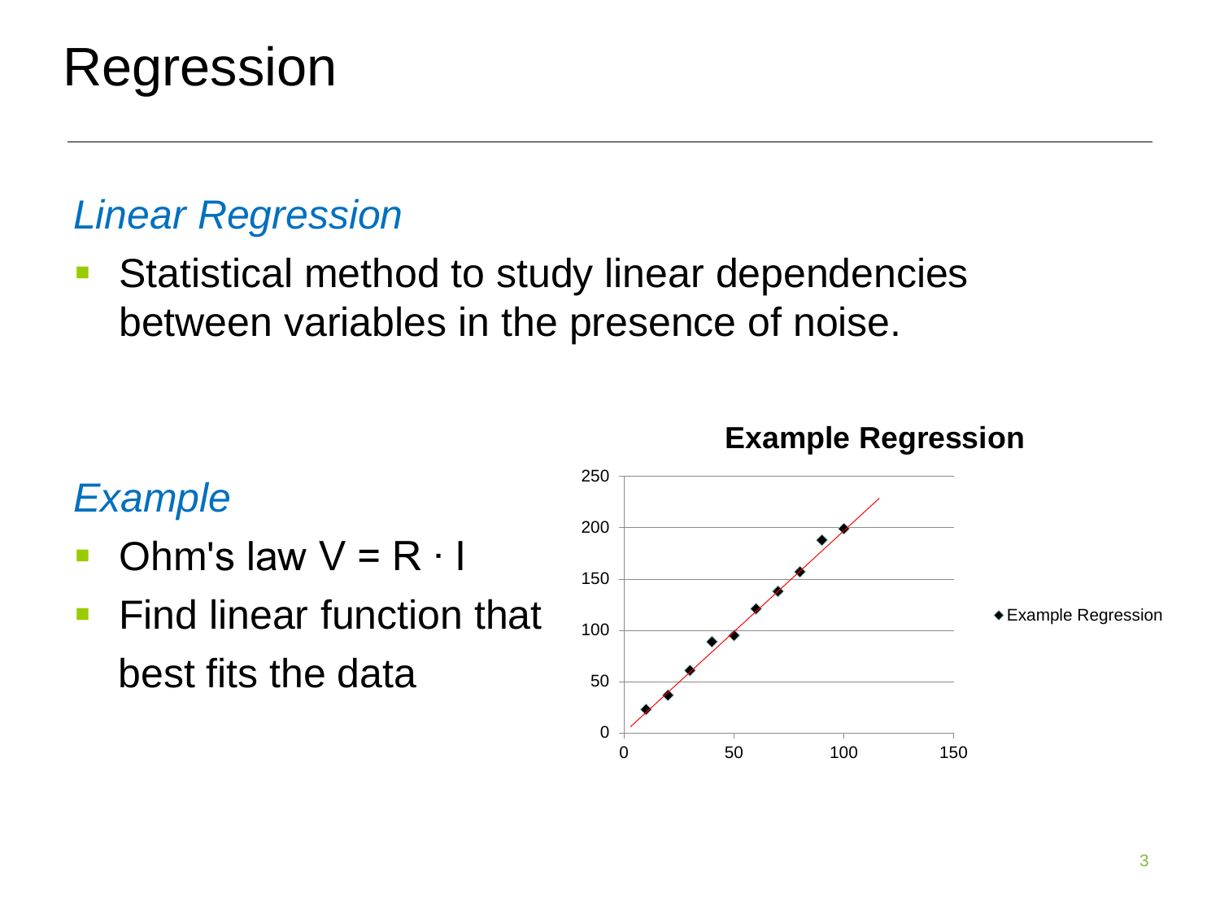# Regression

## *Linear Regression*

- Statistical method to study linear dependencies between variables in the presence of noise.

## *Example*

- Ohm's law $V = R \cdot I$
- Find linear function that best fits the data

**Example Regression**

250
200
150
100
50
0
0 50 100 150

◆ Example Regression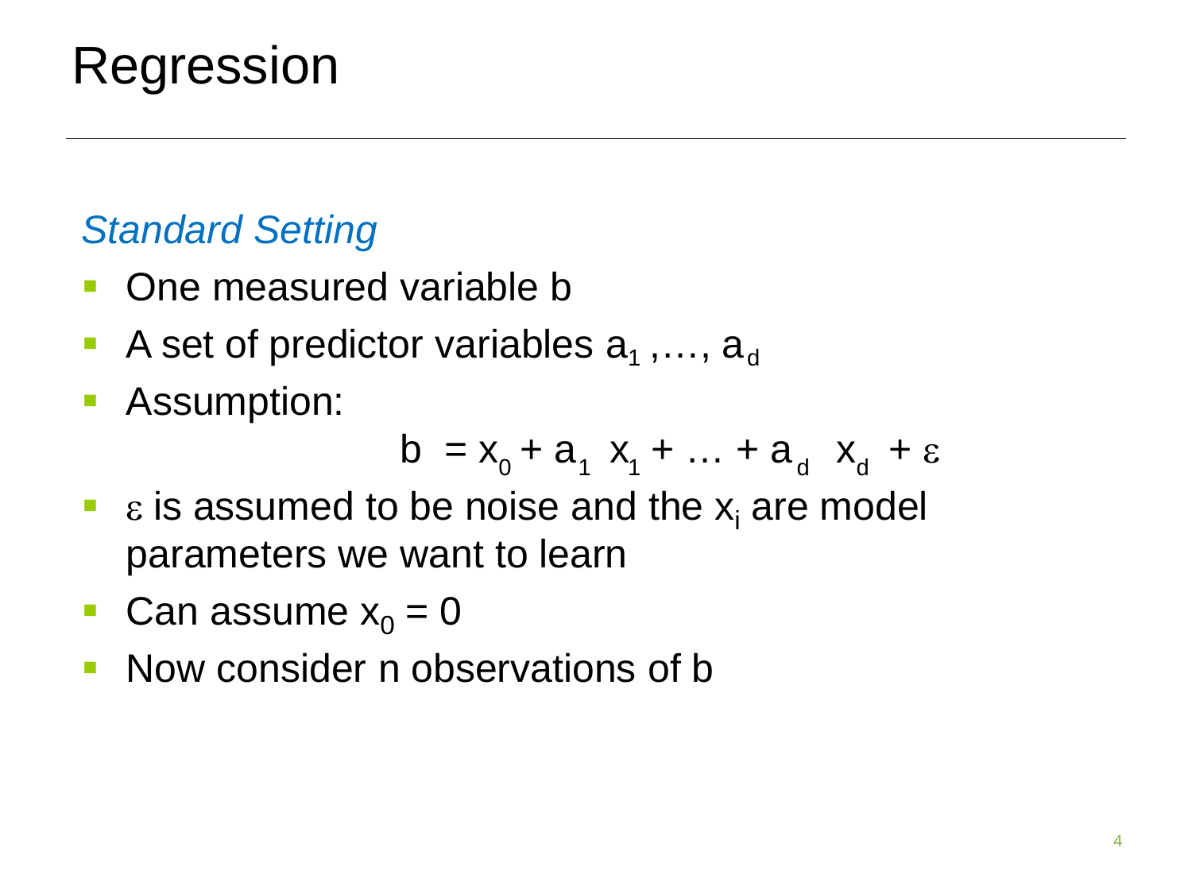# Regression

*Standard Setting*

- One measured variable b
- A set of predictor variables $a_1, \ldots, a_d$
- Assumption:

$$b = x_0 + a_1 x_1 + \ldots + a_d x_d + \varepsilon$$

- $\varepsilon$ is assumed to be noise and the $x_i$ are model parameters we want to learn
- Can assume $x_0 = 0$
- Now consider n observations of b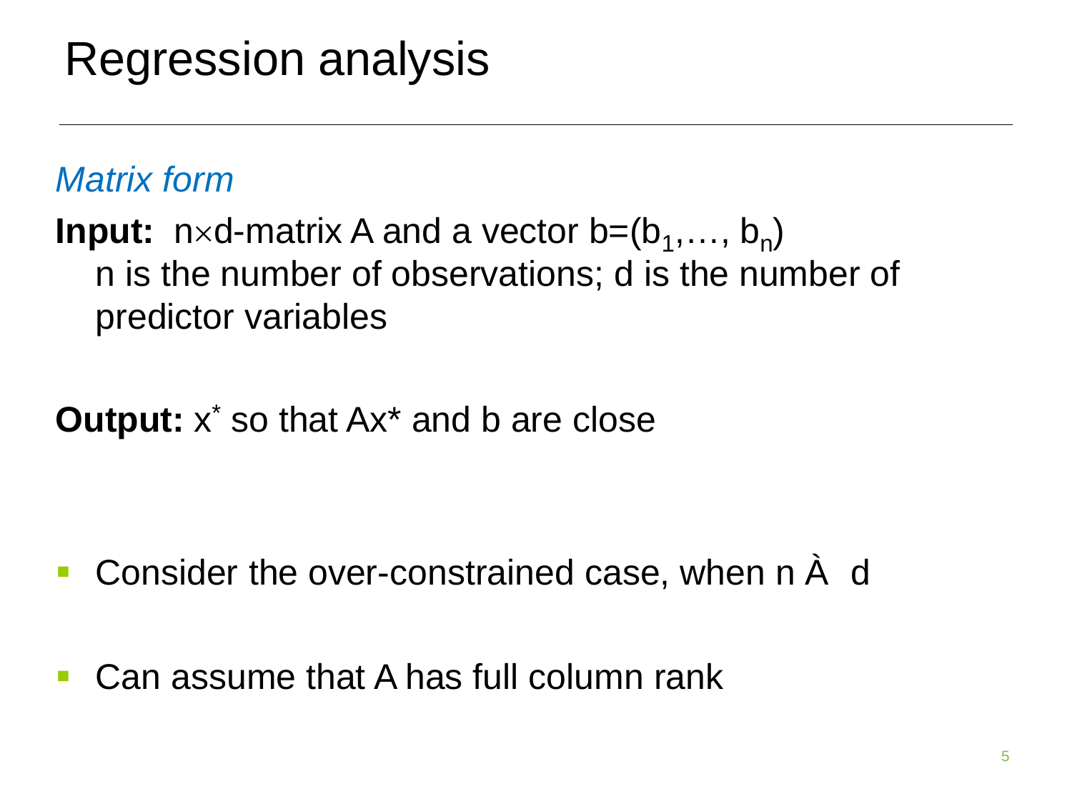# Regression analysis

*Matrix form*

**Input:** $n \times d$-matrix A and a vector $b=(b_1, \ldots, b_n)$
n is the number of observations; d is the number of predictor variables

**Output:** $x^*$ so that $Ax^*$ and b are close

- Consider the over-constrained case, when $n \gg d$
- Can assume that A has full column rank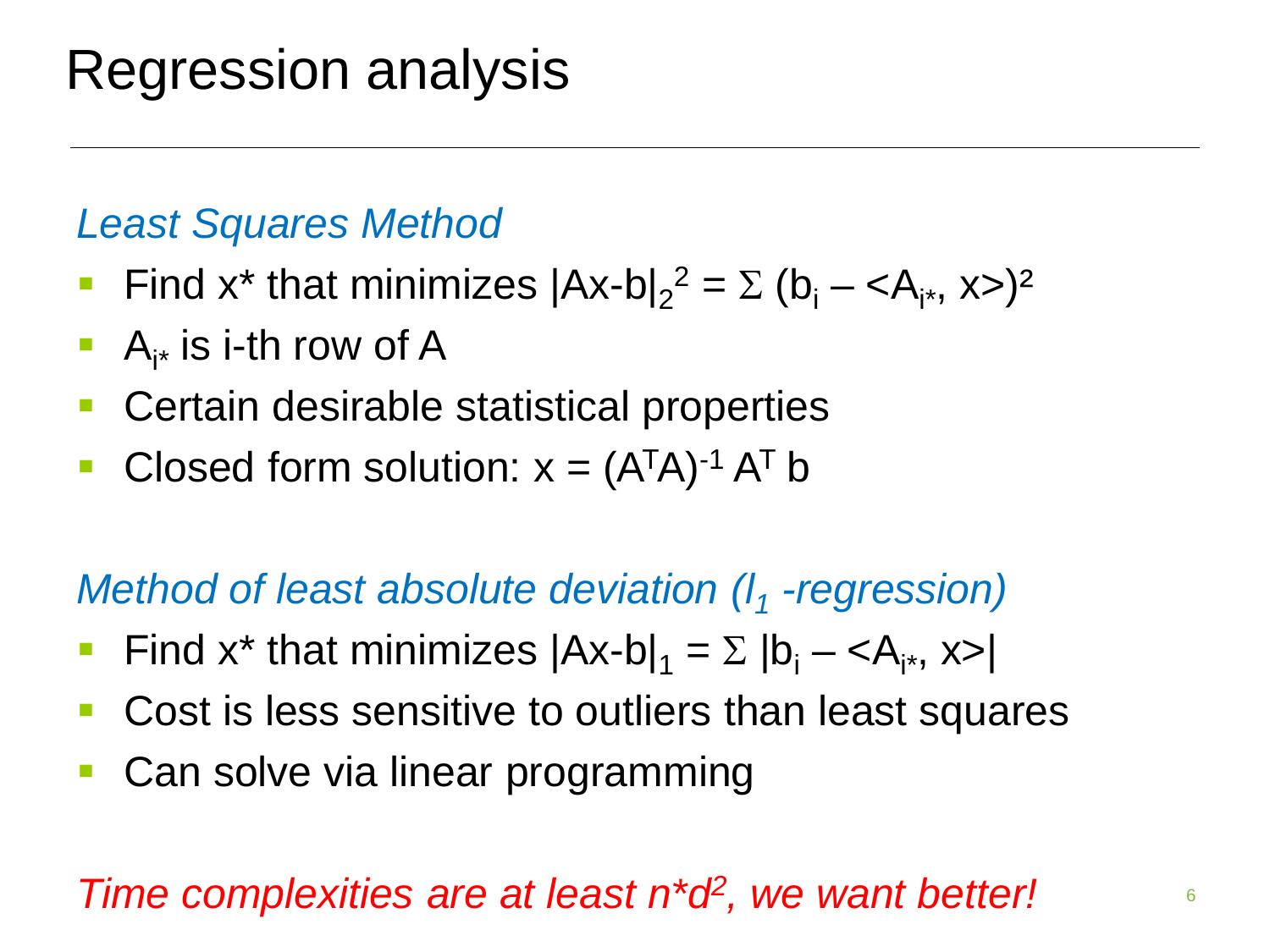# Regression analysis

### *Least Squares Method*

- Find x* that minimizes $|Ax-b|_2^2 = \Sigma (b_i - \langle A_{i*}, x \rangle)^2$
- $A_{i*}$ is i-th row of A
- Certain desirable statistical properties
- Closed form solution: $x = (A^TA)^{-1} A^T b$

### *Method of least absolute deviation ($l_1$ -regression)*

- Find x* that minimizes $|Ax-b|_1 = \Sigma |b_i - \langle A_{i*}, x \rangle|$
- Cost is less sensitive to outliers than least squares
- Can solve via linear programming

*Time complexities are at least $n*d^2$, we want better!*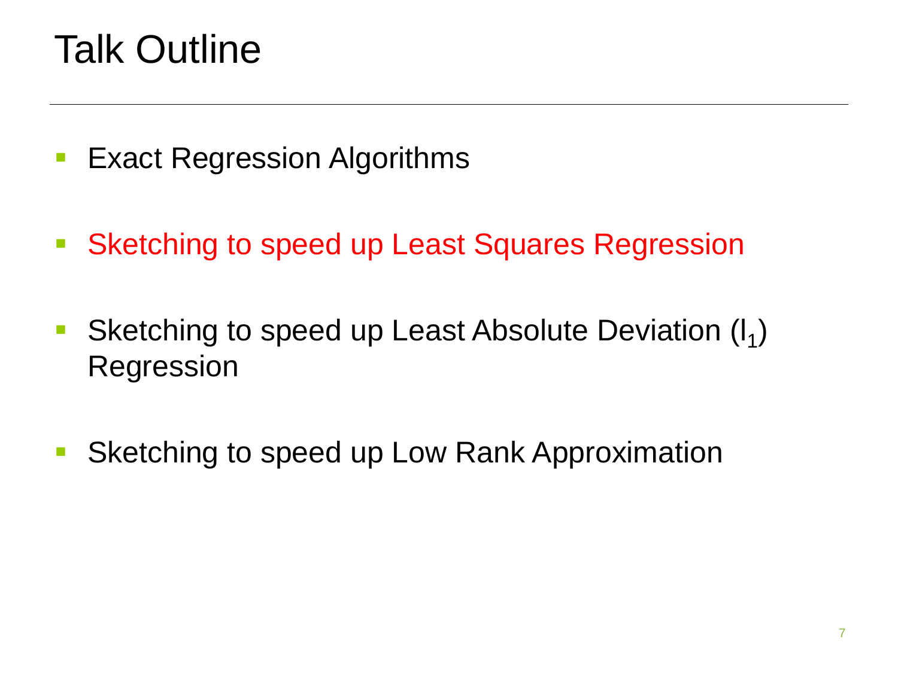# Talk Outline

- Exact Regression Algorithms
- Sketching to speed up Least Squares Regression
- Sketching to speed up Least Absolute Deviation ($l_1$) Regression
- Sketching to speed up Low Rank Approximation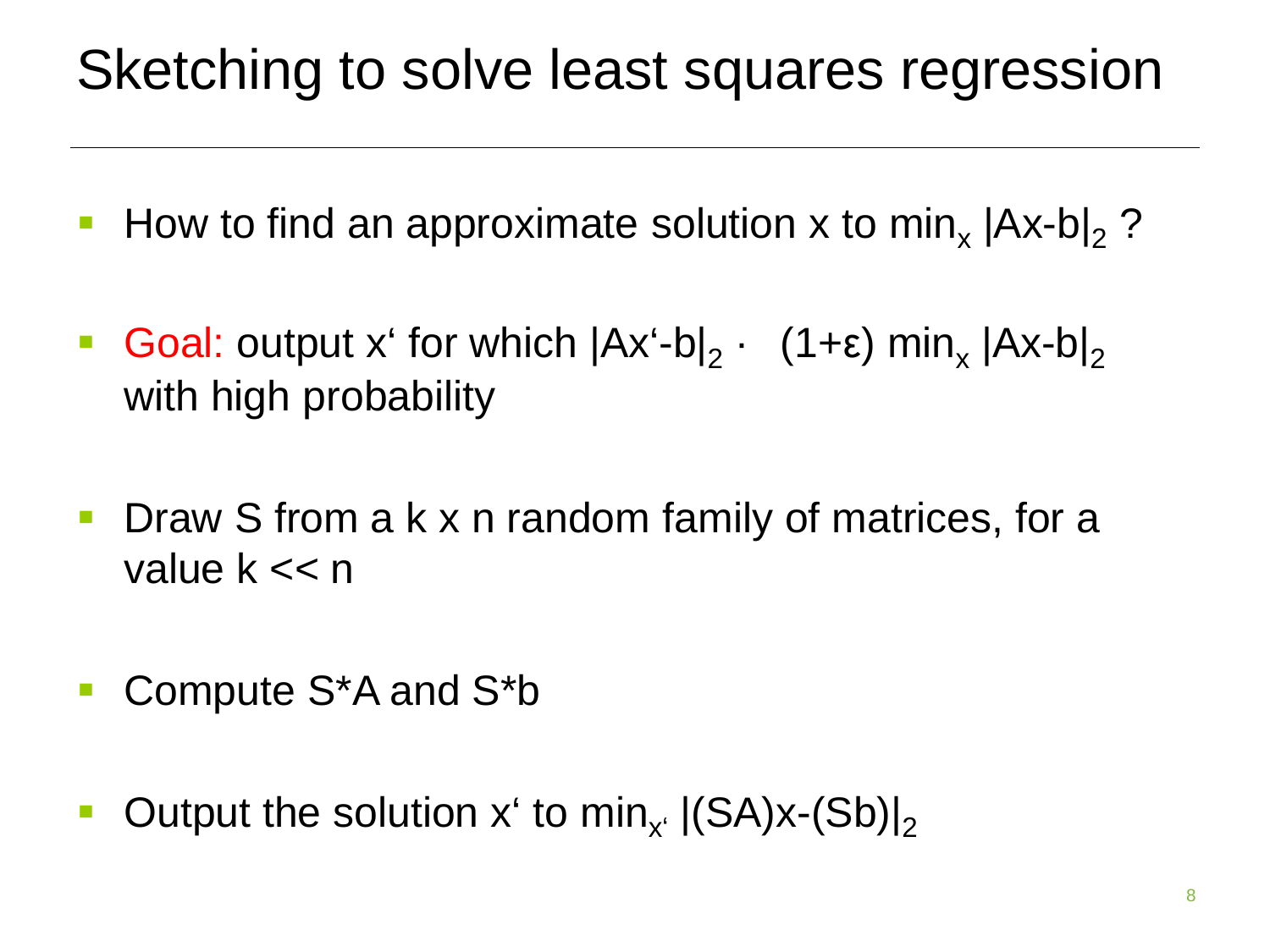# Sketching to solve least squares regression

- How to find an approximate solution x to $\min_x |Ax-b|_2$ ?
- Goal: output x' for which $|Ax'-b|_2 \cdot \ (1+\varepsilon) \min_x |Ax-b|_2$ with high probability
- Draw S from a k x n random family of matrices, for a value k << n
- Compute S*A and S*b
- Output the solution x' to $\min_{x'} |(SA)x-(Sb)|_2$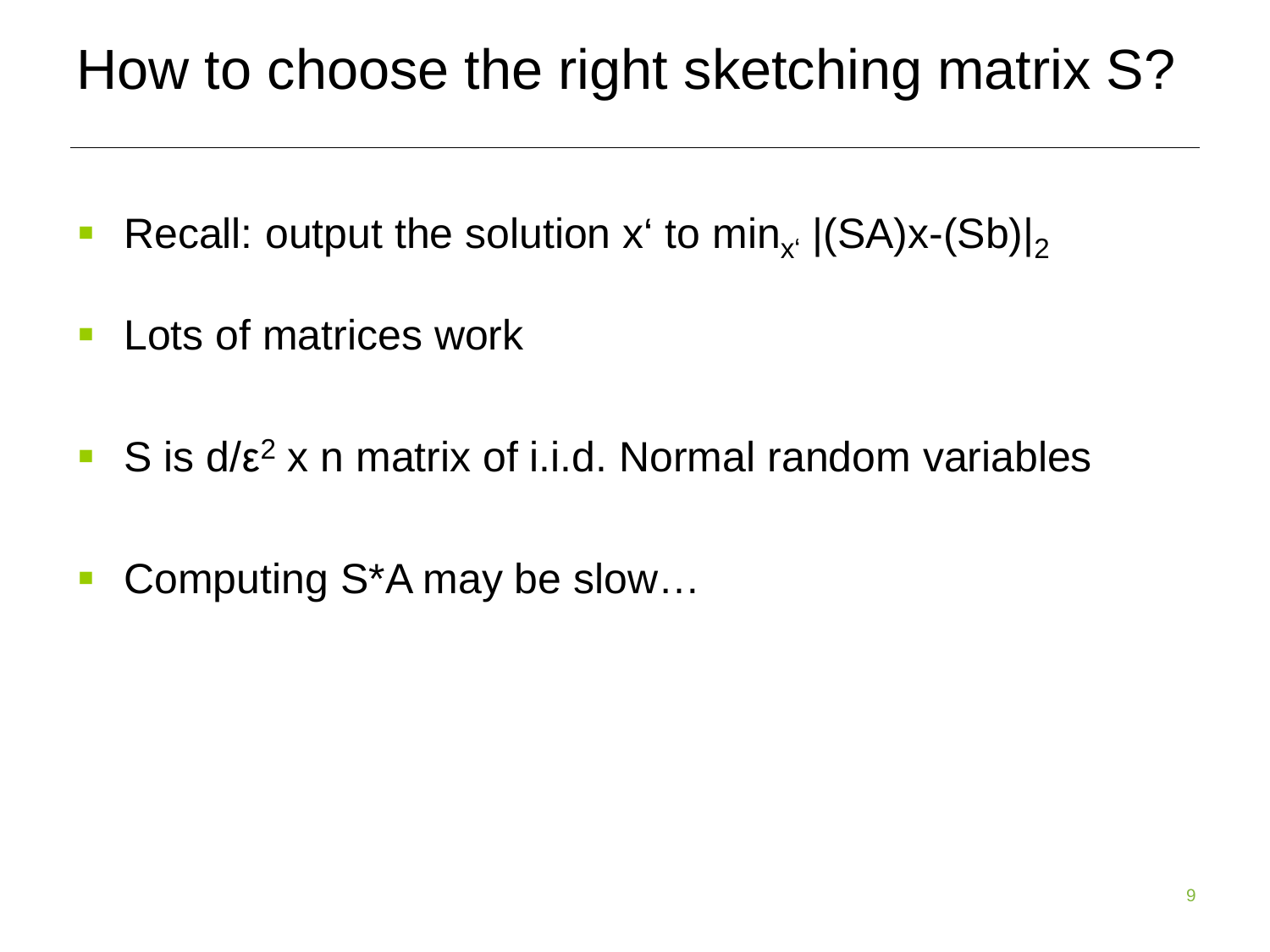# How to choose the right sketching matrix S?

- Recall: output the solution x' to $\min_{x'} |(SA)x-(Sb)|_2$
- Lots of matrices work
- S is $d/\varepsilon^2$ x n matrix of i.i.d. Normal random variables
- Computing S*A may be slow…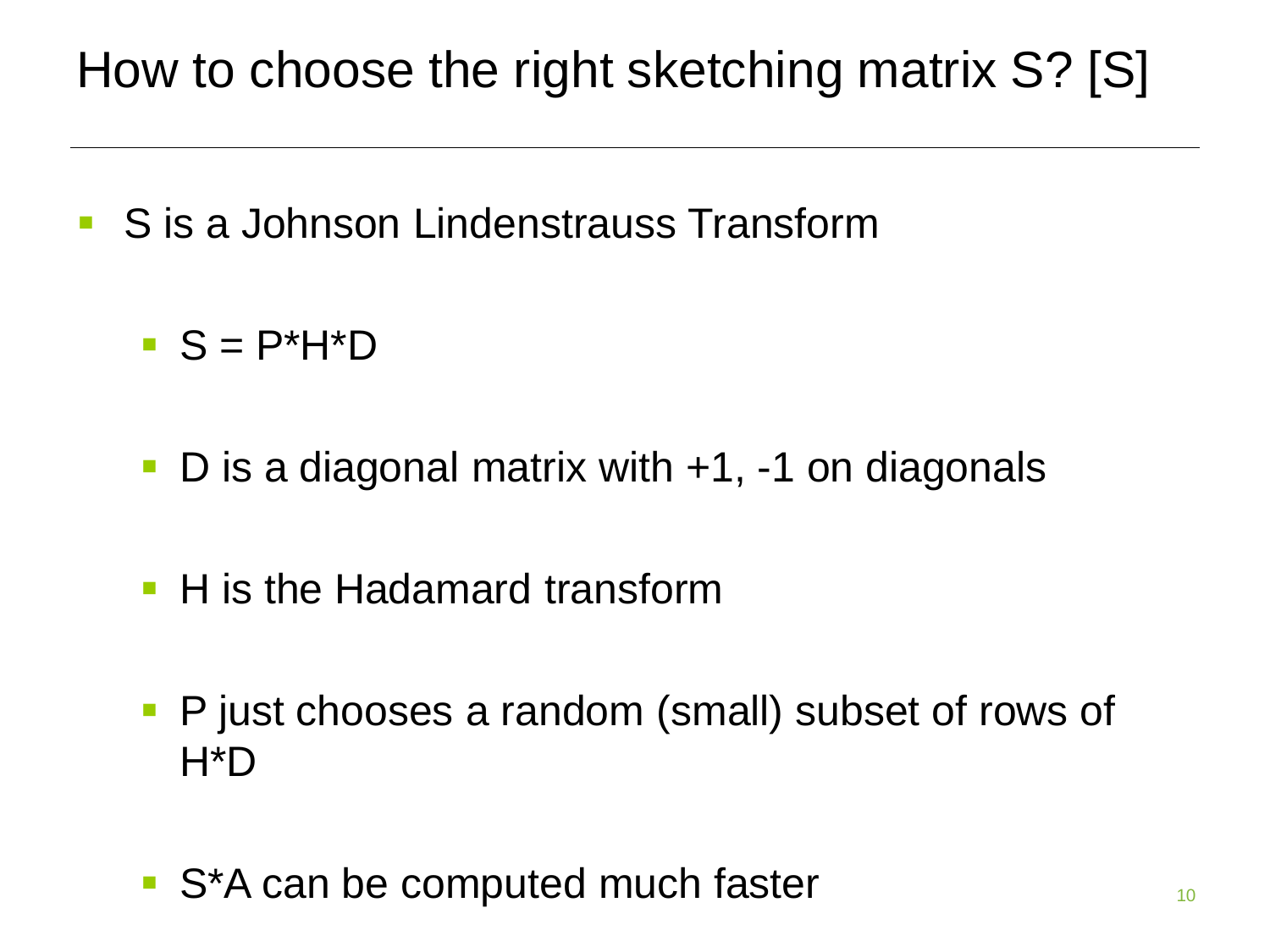# How to choose the right sketching matrix S? [S]

- S is a Johnson Lindenstrauss Transform
  - S = P*H*D
  - D is a diagonal matrix with +1, -1 on diagonals
  - H is the Hadamard transform
  - P just chooses a random (small) subset of rows of H*D
  - S*A can be computed much faster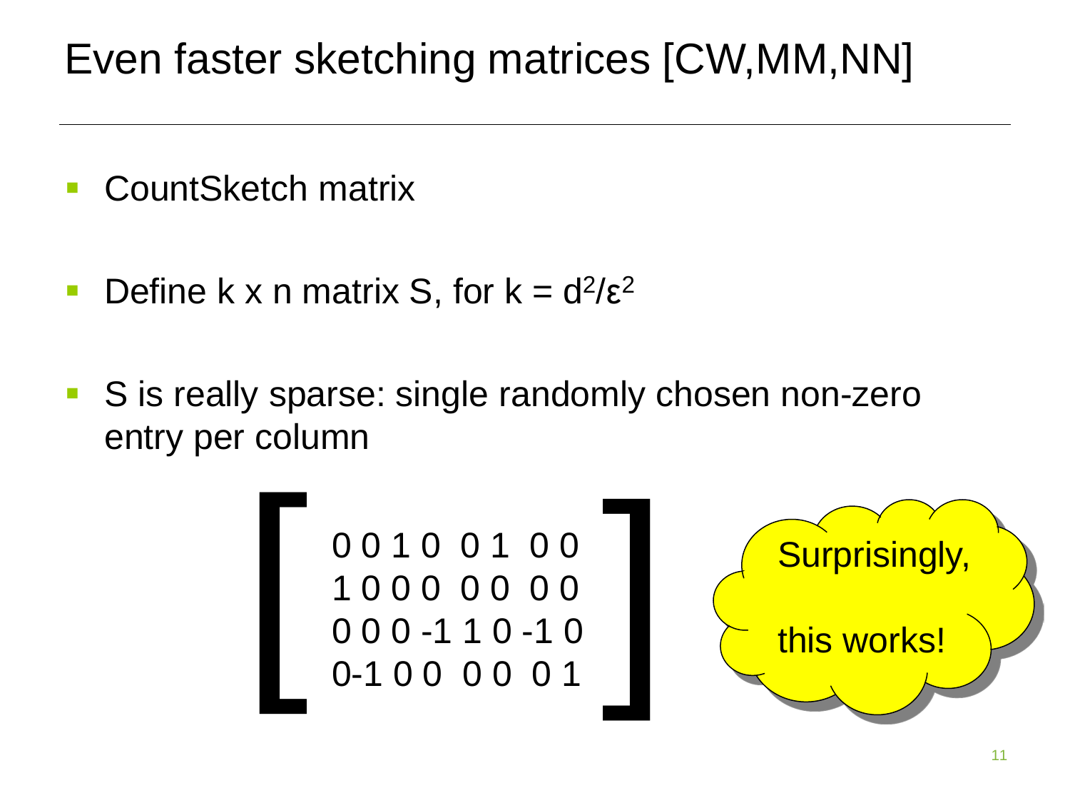# Even faster sketching matrices [CW,MM,NN]

- CountSketch matrix
- Define k x n matrix S, for $k = d^2/\varepsilon^2$
- S is really sparse: single randomly chosen non-zero entry per column

$$
\begin{bmatrix}
0 & 0 & 1 & 0 & 0 & 1 & 0 & 0 \\
1 & 0 & 0 & 0 & 0 & 0 & 0 & 0 \\
0 & 0 & 0 & -1 & 1 & 0 & -1 & 0 \\
0 & -1 & 0 & 0 & 0 & 0 & 0 & 1
\end{bmatrix}
$$

Surprisingly, this works!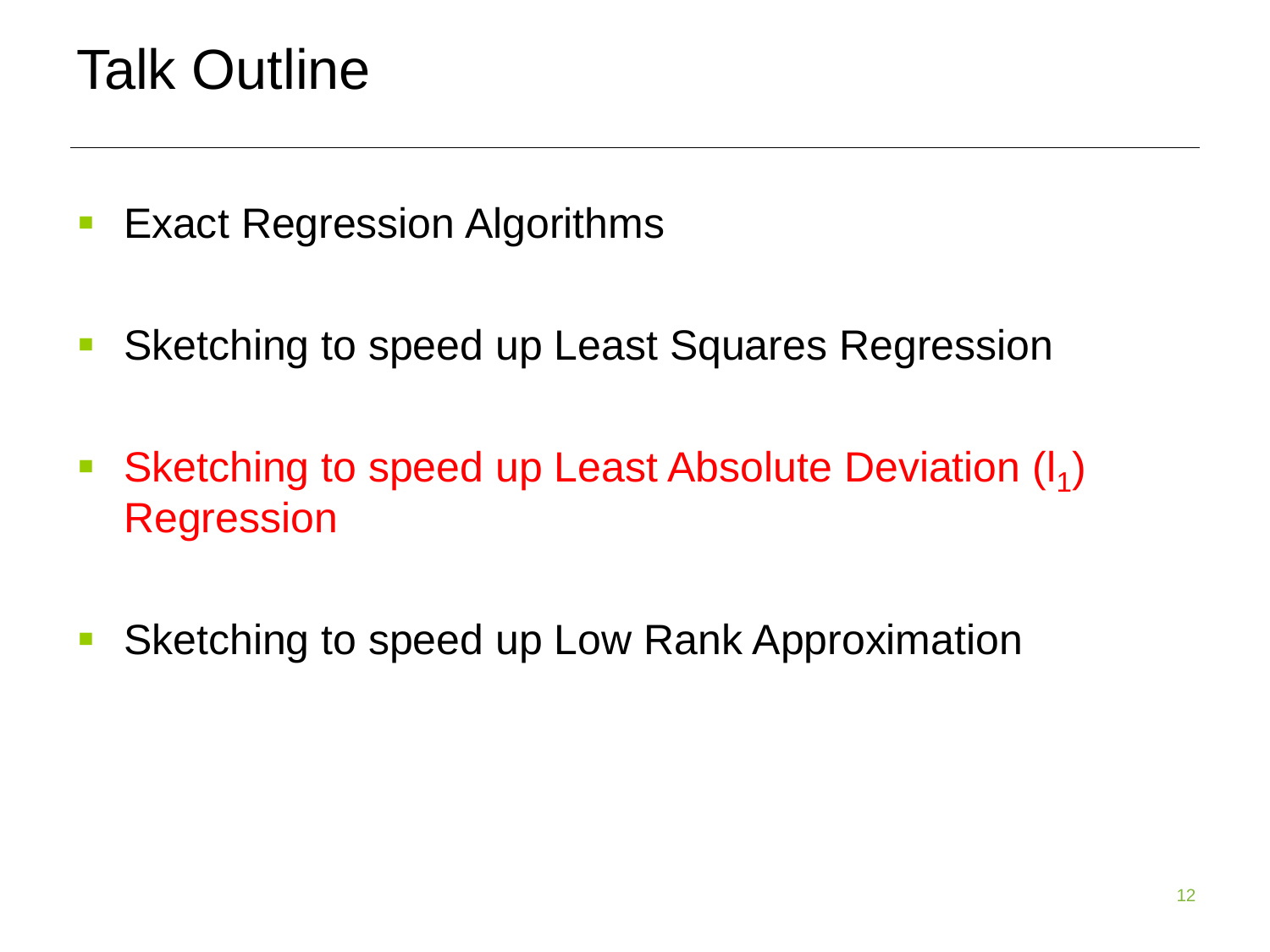# Talk Outline

- Exact Regression Algorithms
- Sketching to speed up Least Squares Regression
- Sketching to speed up Least Absolute Deviation ($l_1$) Regression
- Sketching to speed up Low Rank Approximation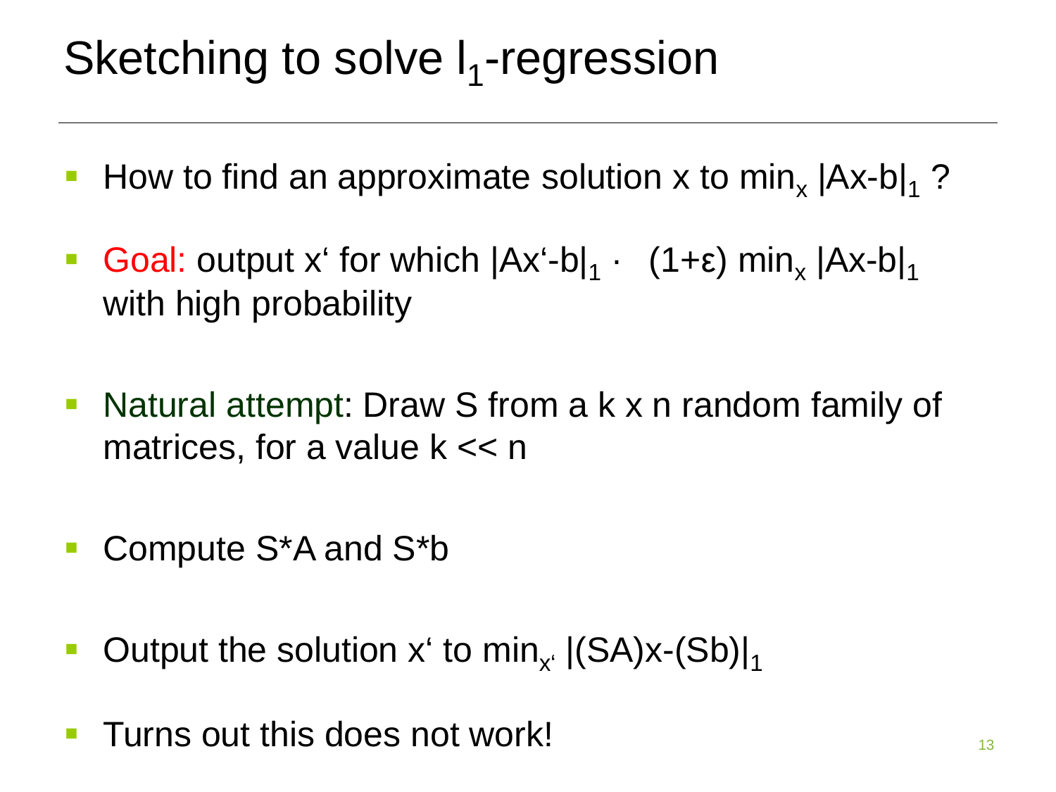# Sketching to solve $l_1$-regression

- How to find an approximate solution x to $\min_x |Ax-b|_1$ ?
- Goal: output x' for which $|Ax'-b|_1 \cdot (1+\varepsilon) \min_x |Ax-b|_1$ with high probability
- Natural attempt: Draw S from a k x n random family of matrices, for a value k << n
- Compute S*A and S*b
- Output the solution x' to $\min_{x'} |(SA)x-(Sb)|_1$
- Turns out this does not work!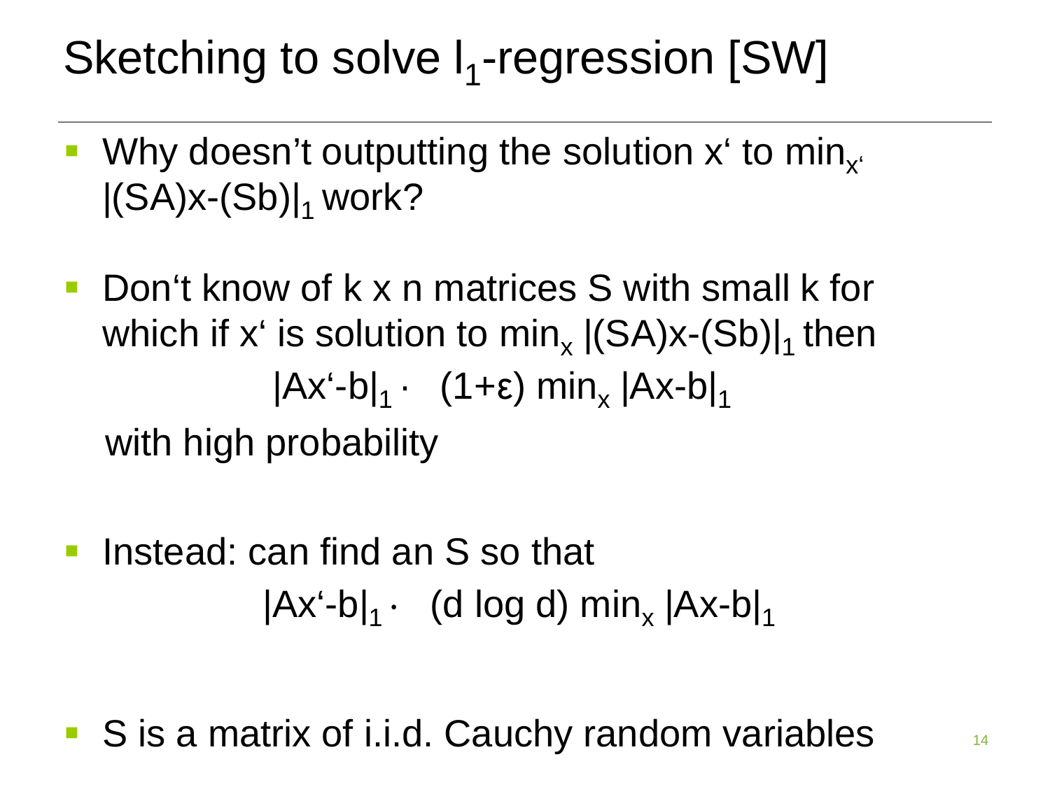# Sketching to solve $l_1$-regression [SW]

- Why doesn't outputting the solution x' to $\min_{x'} |(SA)x-(Sb)|_1$ work?

- Don't know of k x n matrices S with small k for which if x' is solution to $\min_x |(SA)x-(Sb)|_1$ then

  $$|Ax'-b|_1 \leq (1+\varepsilon) \min_x |Ax-b|_1$$

  with high probability

- Instead: can find an S so that

  $$|Ax'-b|_1 \leq (d \log d) \min_x |Ax-b|_1$$

- S is a matrix of i.i.d. Cauchy random variables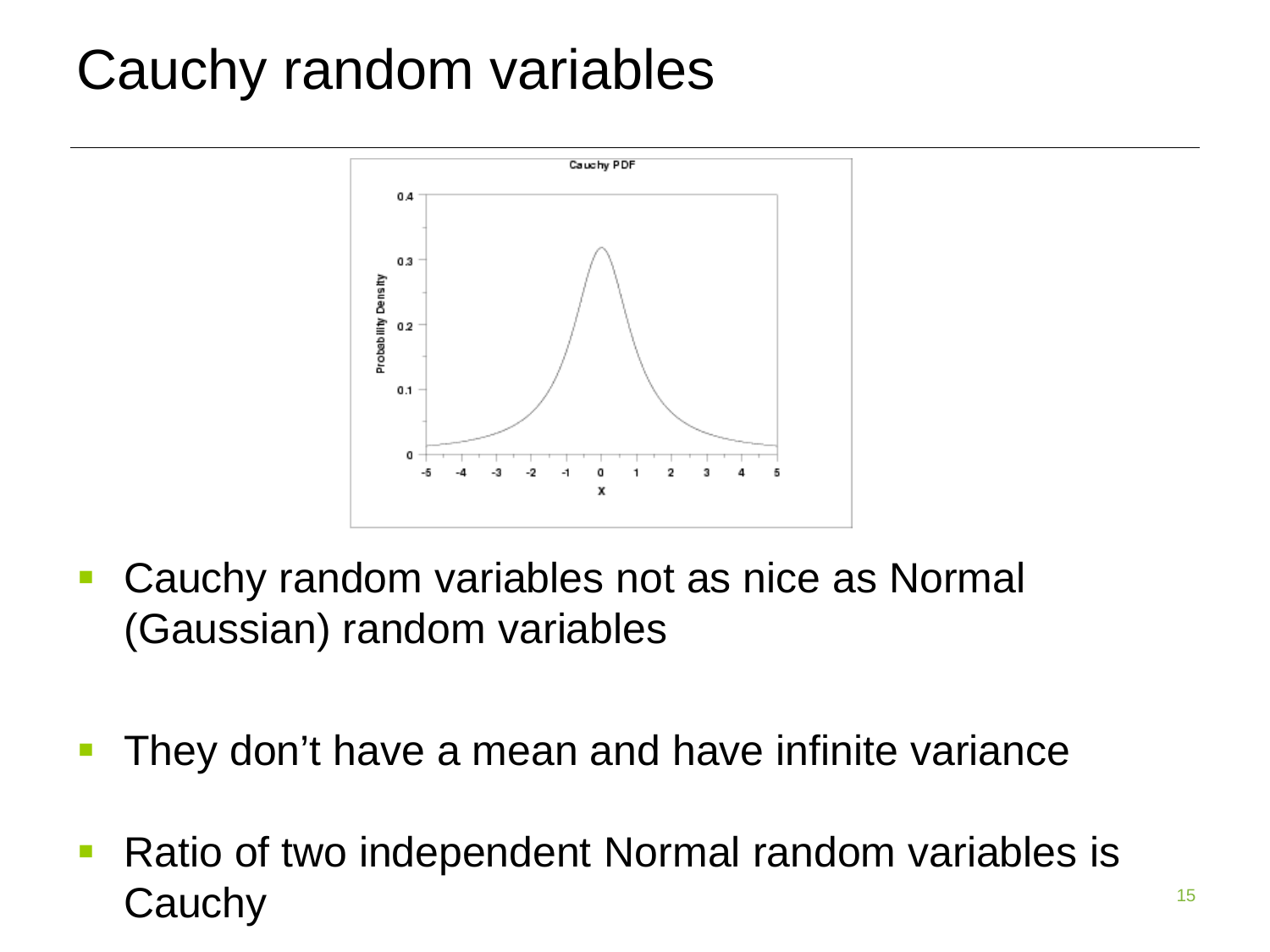# Cauchy random variables

- Cauchy random variables not as nice as Normal (Gaussian) random variables
- They don't have a mean and have infinite variance
- Ratio of two independent Normal random variables is Cauchy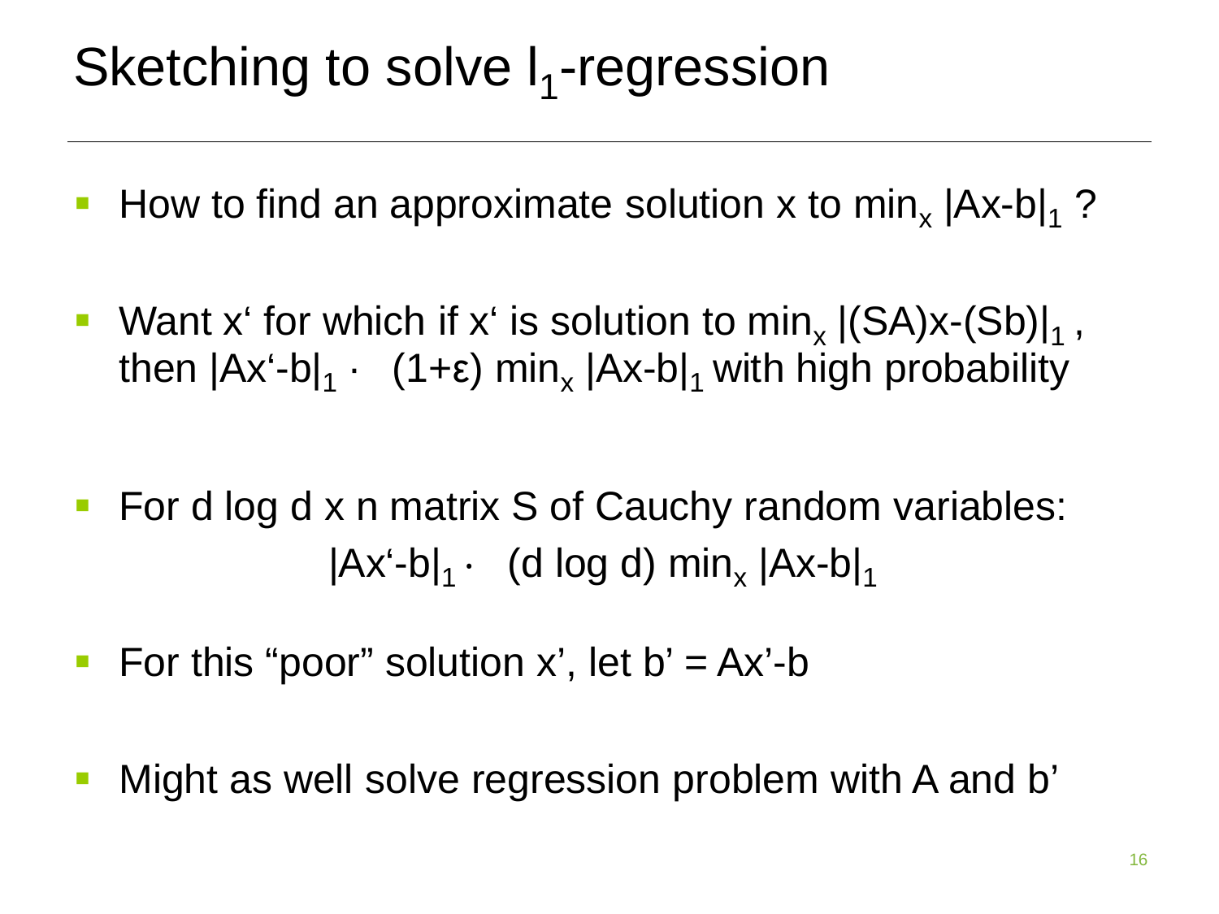# Sketching to solve $l_1$-regression

- How to find an approximate solution x to $\min_x |Ax-b|_1$ ?
- Want x' for which if x' is solution to $\min_x |(SA)x-(Sb)|_1$ , then $|Ax'-b|_1 \cdot \quad (1+\varepsilon) \min_x |Ax-b|_1$ with high probability
- For d log d x n matrix S of Cauchy random variables:

$$|Ax'-b|_1 \cdot \quad (d \log d) \min_x |Ax-b|_1$$

- For this "poor" solution x', let $b' = Ax'-b$
- Might as well solve regression problem with A and b'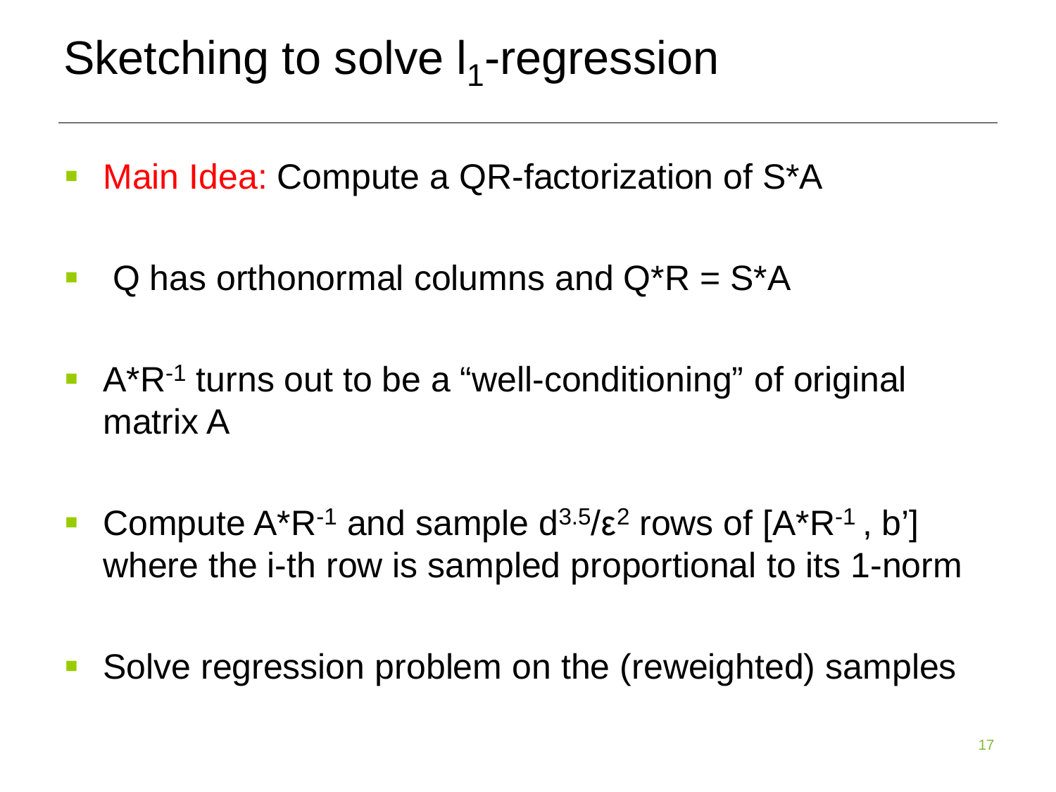# Sketching to solve $l_1$-regression

- Main Idea: Compute a QR-factorization of S*A
- Q has orthonormal columns and Q*R = S*A
- $A^*R^{-1}$ turns out to be a "well-conditioning" of original matrix A
- Compute $A^*R^{-1}$ and sample $d^{3.5}/\varepsilon^2$ rows of $[A^*R^{-1}, b']$ where the i-th row is sampled proportional to its 1-norm
- Solve regression problem on the (reweighted) samples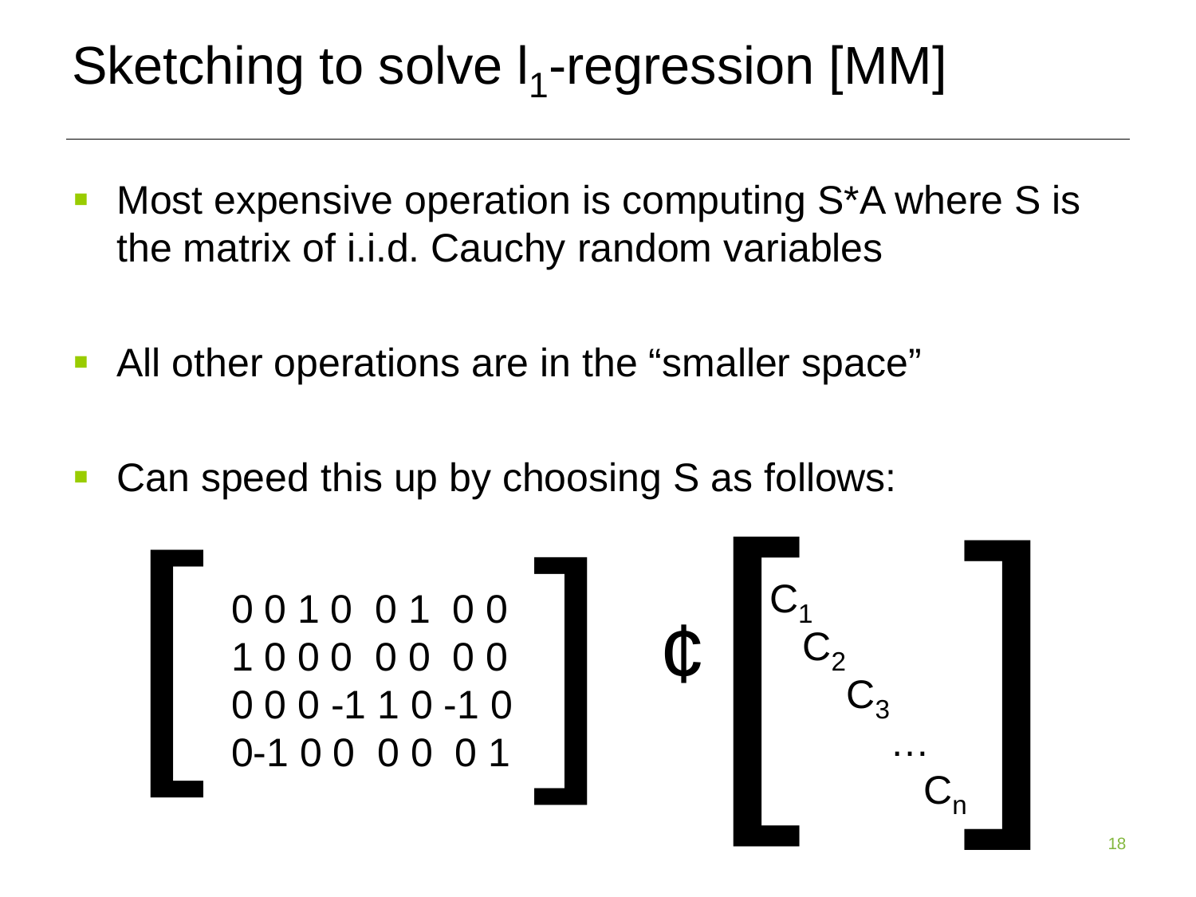# Sketching to solve $l_1$-regression [MM]

- Most expensive operation is computing S*A where S is the matrix of i.i.d. Cauchy random variables
- All other operations are in the "smaller space"
- Can speed this up by choosing S as follows:

$$
\begin{bmatrix}
0 & 0 & 1 & 0 & 0 & 1 & 0 & 0 \\
1 & 0 & 0 & 0 & 0 & 0 & 0 & 0 \\
0 & 0 & 0 & -1 & 1 & 0 & -1 & 0 \\
0 & -1 & 0 & 0 & 0 & 0 & 0 & 1
\end{bmatrix}
\cdot
\begin{bmatrix}
C_1 & & & & \\
& C_2 & & & \\
& & C_3 & & \\
& & & \ddots & \\
& & & & C_n
\end{bmatrix}
$$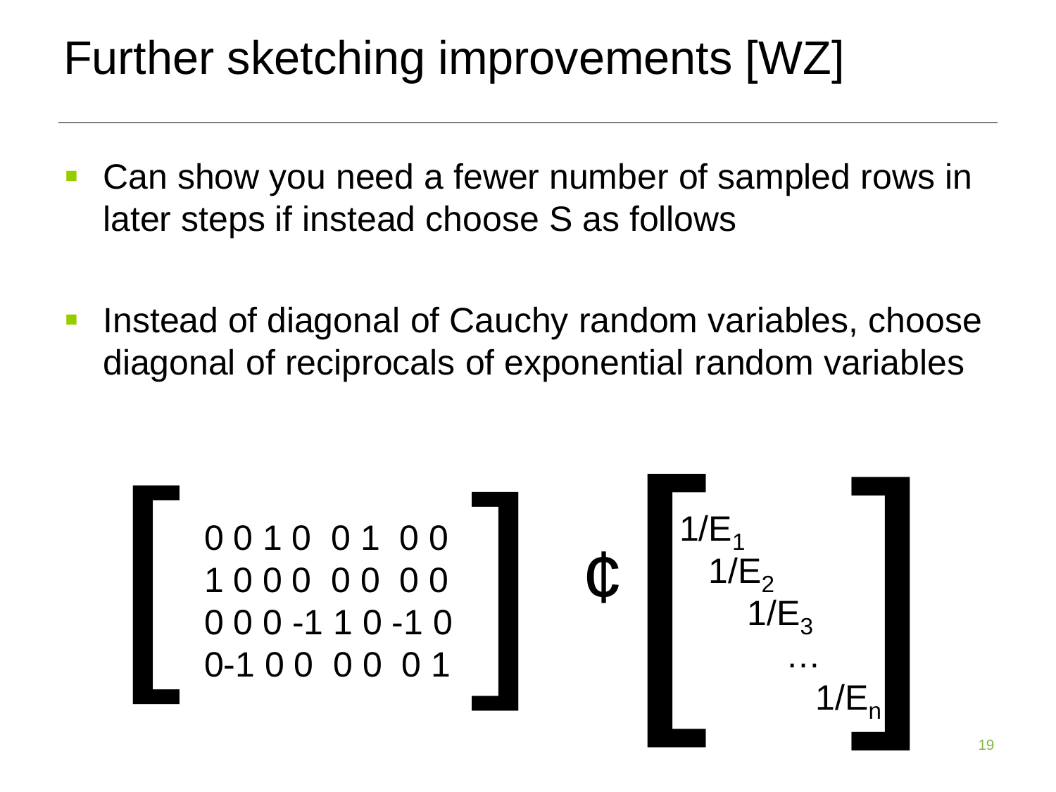# Further sketching improvements [WZ]

- Can show you need a fewer number of sampled rows in later steps if instead choose S as follows
- Instead of diagonal of Cauchy random variables, choose diagonal of reciprocals of exponential random variables

$$
\begin{bmatrix}
0 & 0 & 1 & 0 & 0 & 1 & 0 & 0 \\
1 & 0 & 0 & 0 & 0 & 0 & 0 & 0 \\
0 & 0 & 0 & -1 & 1 & 0 & -1 & 0 \\
0 & -1 & 0 & 0 & 0 & 0 & 0 & 1
\end{bmatrix}
\cdot
\begin{bmatrix}
1/E_1 & & & & \\
& 1/E_2 & & & \\
& & 1/E_3 & & \\
& & & \ldots & \\
& & & & 1/E_n
\end{bmatrix}
$$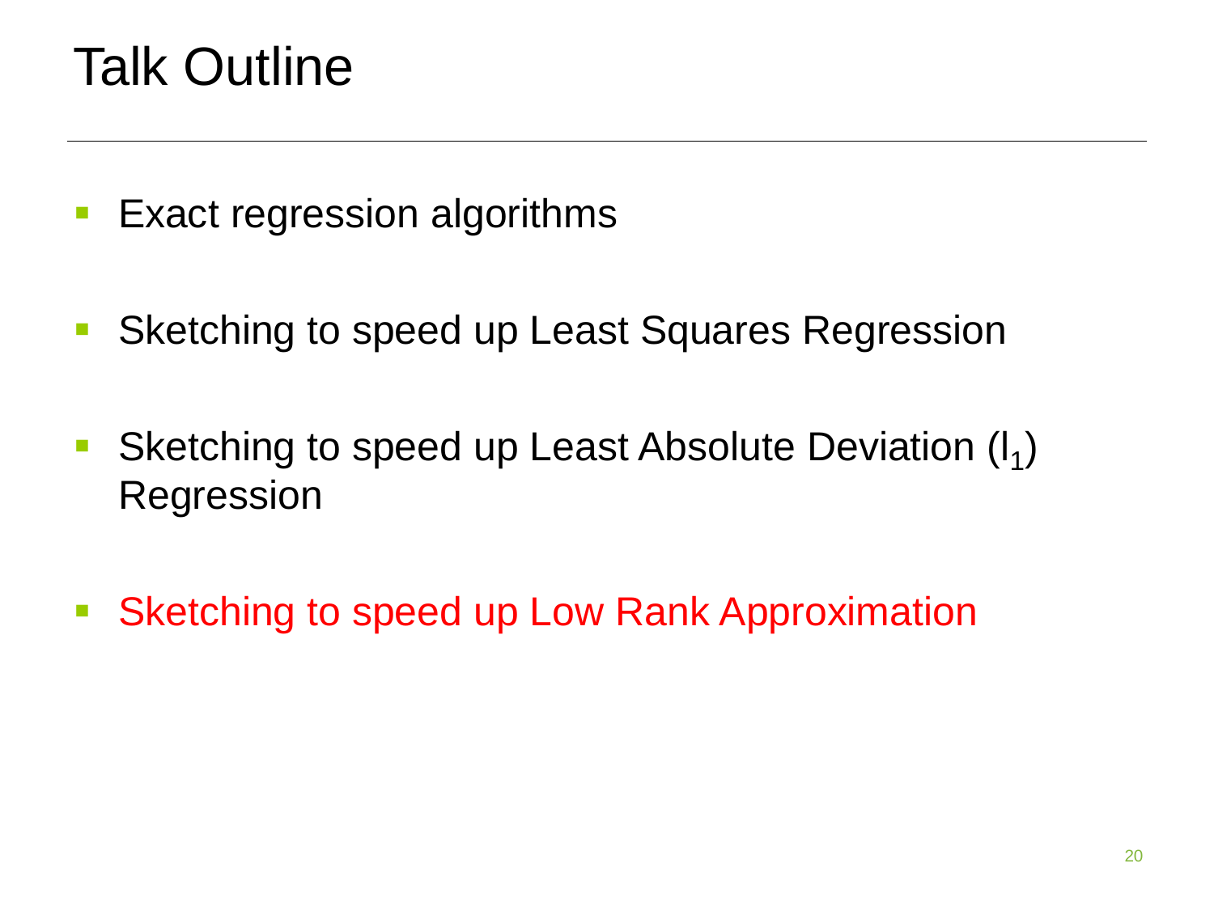# Talk Outline

- Exact regression algorithms
- Sketching to speed up Least Squares Regression
- Sketching to speed up Least Absolute Deviation ($l_1$) Regression
- Sketching to speed up Low Rank Approximation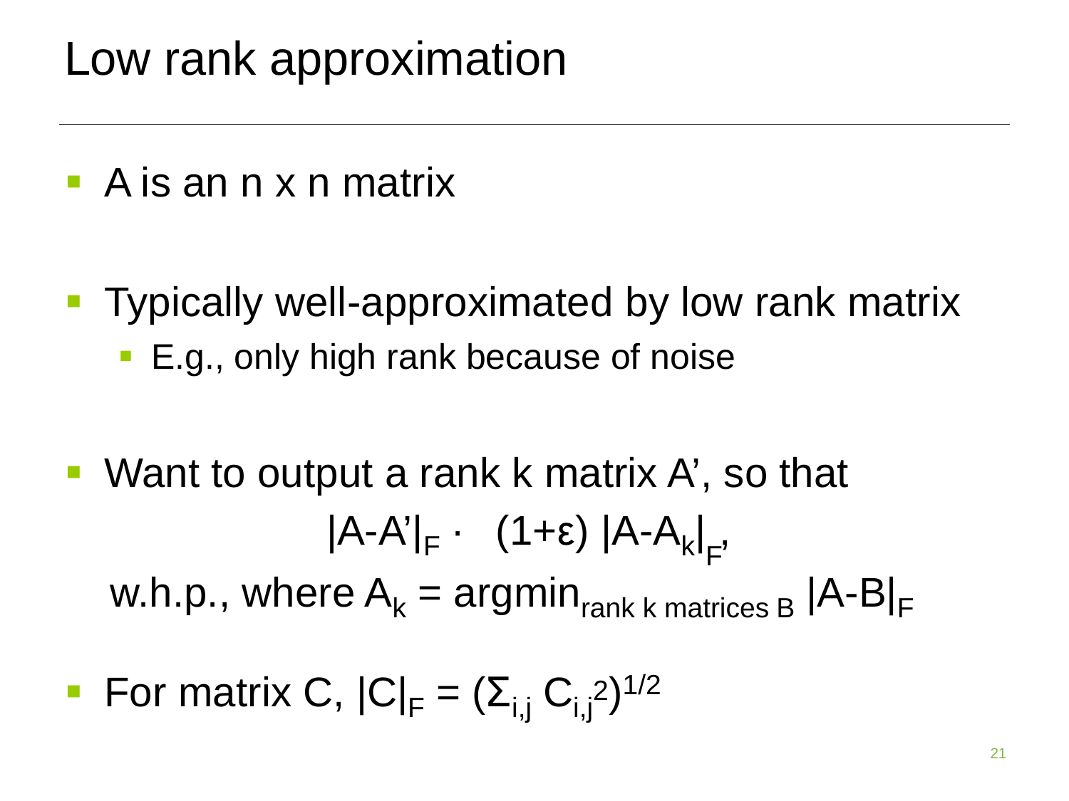# Low rank approximation

- A is an n x n matrix

- Typically well-approximated by low rank matrix
  - E.g., only high rank because of noise

- Want to output a rank k matrix A', so that

$$|A-A'|_F \cdot \quad (1+\varepsilon)\, |A-A_k|_F,$$

  w.h.p., where $A_k = \text{argmin}_{\text{rank k matrices B}} |A-B|_F$

- For matrix C, $|C|_F = (\Sigma_{i,j}\, C_{i,j}^2)^{1/2}$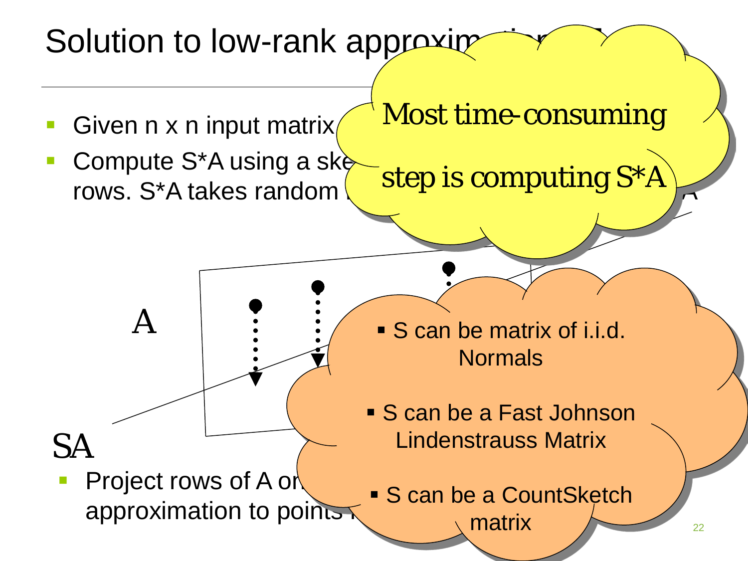# Solution to low-rank approxim...

- Given n x n input matrix ...
- Compute S*A using a ske... rows. S*A takes random ...

Most time-consuming step is computing S*A

A

SA

- S can be matrix of i.i.d. Normals
- S can be a Fast Johnson Lindenstrauss Matrix
- S can be a CountSketch matrix

- Project rows of A on... approximation to points ...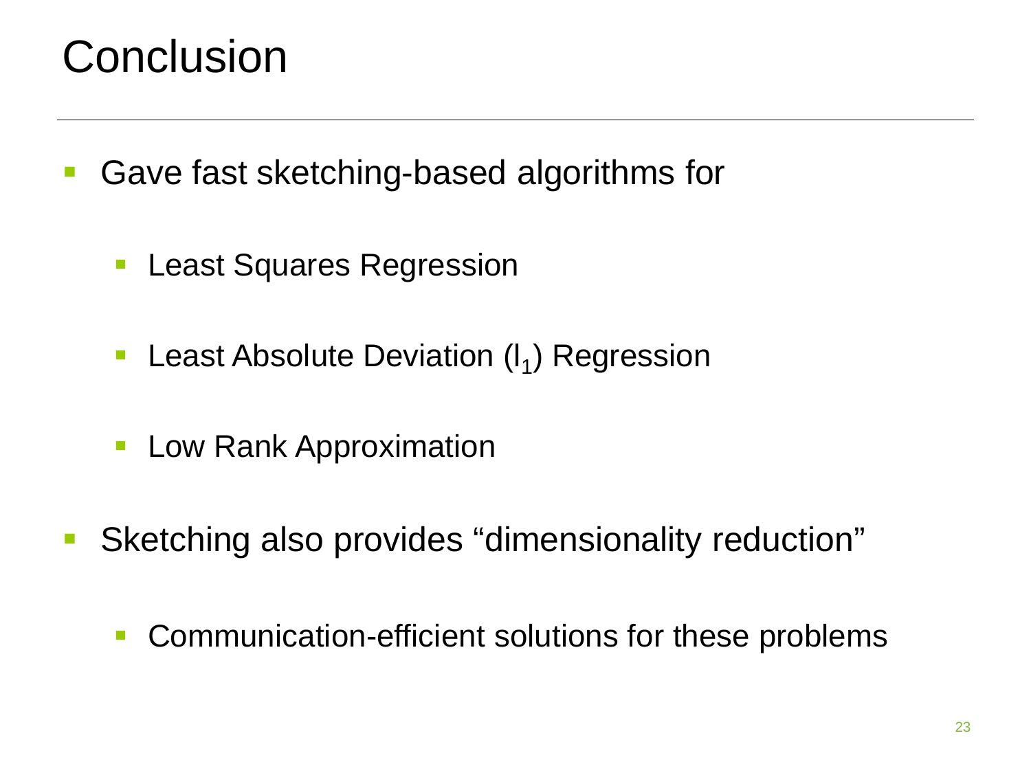# Conclusion

- Gave fast sketching-based algorithms for
  - Least Squares Regression
  - Least Absolute Deviation ($l_1$) Regression
  - Low Rank Approximation
- Sketching also provides "dimensionality reduction"
  - Communication-efficient solutions for these problems